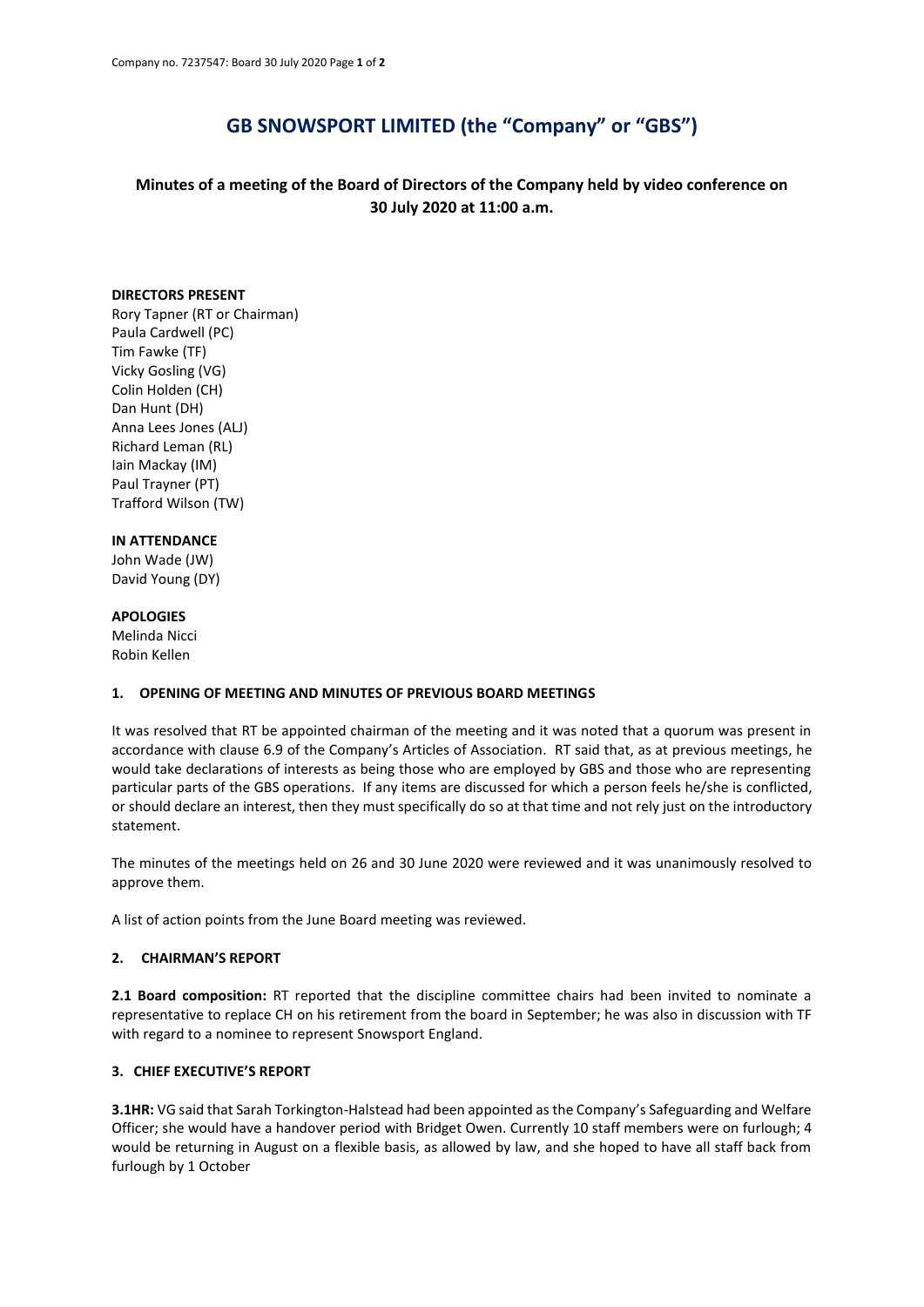# GB SNOWSPORT LIMITED (the "Company" or "GBS")

## Minutes of a meeting of the Board of Directors of the Company held by video conference on 30 July 2020 at 11:00 a.m.

**DIRECTORS PRESENT**
Rory Tapner (RT or Chairman)
Paula Cardwell (PC)
Tim Fawke (TF)
Vicky Gosling (VG)
Colin Holden (CH)
Dan Hunt (DH)
Anna Lees Jones (ALJ)
Richard Leman (RL)
Iain Mackay (IM)
Paul Trayner (PT)
Trafford Wilson (TW)

**IN ATTENDANCE**
John Wade (JW)
David Young (DY)

**APOLOGIES**
Melinda Nicci
Robin Kellen

### 1. OPENING OF MEETING AND MINUTES OF PREVIOUS BOARD MEETINGS

It was resolved that RT be appointed chairman of the meeting and it was noted that a quorum was present in accordance with clause 6.9 of the Company's Articles of Association. RT said that, as at previous meetings, he would take declarations of interests as being those who are employed by GBS and those who are representing particular parts of the GBS operations. If any items are discussed for which a person feels he/she is conflicted, or should declare an interest, then they must specifically do so at that time and not rely just on the introductory statement.

The minutes of the meetings held on 26 and 30 June 2020 were reviewed and it was unanimously resolved to approve them.

A list of action points from the June Board meeting was reviewed.

### 2. CHAIRMAN'S REPORT

**2.1 Board composition:** RT reported that the discipline committee chairs had been invited to nominate a representative to replace CH on his retirement from the board in September; he was also in discussion with TF with regard to a nominee to represent Snowsport England.

### 3. CHIEF EXECUTIVE'S REPORT

**3.1HR:** VG said that Sarah Torkington-Halstead had been appointed as the Company's Safeguarding and Welfare Officer; she would have a handover period with Bridget Owen. Currently 10 staff members were on furlough; 4 would be returning in August on a flexible basis, as allowed by law, and she hoped to have all staff back from furlough by 1 October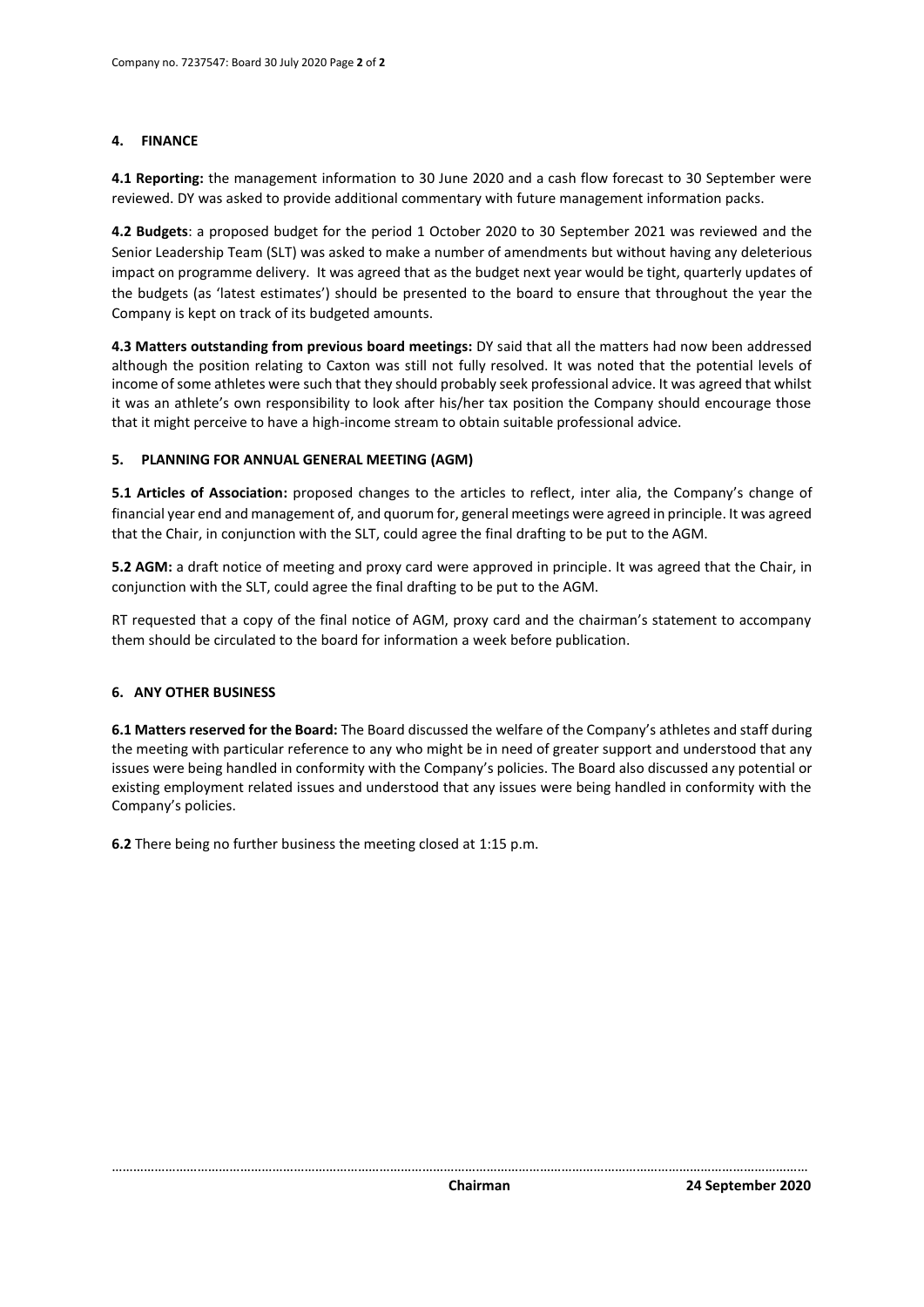## 4. FINANCE

**4.1 Reporting:** the management information to 30 June 2020 and a cash flow forecast to 30 September were reviewed. DY was asked to provide additional commentary with future management information packs.

**4.2 Budgets**: a proposed budget for the period 1 October 2020 to 30 September 2021 was reviewed and the Senior Leadership Team (SLT) was asked to make a number of amendments but without having any deleterious impact on programme delivery. It was agreed that as the budget next year would be tight, quarterly updates of the budgets (as 'latest estimates') should be presented to the board to ensure that throughout the year the Company is kept on track of its budgeted amounts.

**4.3 Matters outstanding from previous board meetings:** DY said that all the matters had now been addressed although the position relating to Caxton was still not fully resolved. It was noted that the potential levels of income of some athletes were such that they should probably seek professional advice. It was agreed that whilst it was an athlete's own responsibility to look after his/her tax position the Company should encourage those that it might perceive to have a high-income stream to obtain suitable professional advice.

## 5. PLANNING FOR ANNUAL GENERAL MEETING (AGM)

**5.1 Articles of Association:** proposed changes to the articles to reflect, inter alia, the Company's change of financial year end and management of, and quorum for, general meetings were agreed in principle. It was agreed that the Chair, in conjunction with the SLT, could agree the final drafting to be put to the AGM.

**5.2 AGM:** a draft notice of meeting and proxy card were approved in principle. It was agreed that the Chair, in conjunction with the SLT, could agree the final drafting to be put to the AGM.

RT requested that a copy of the final notice of AGM, proxy card and the chairman's statement to accompany them should be circulated to the board for information a week before publication.

## 6. ANY OTHER BUSINESS

**6.1 Matters reserved for the Board:** The Board discussed the welfare of the Company's athletes and staff during the meeting with particular reference to any who might be in need of greater support and understood that any issues were being handled in conformity with the Company's policies. The Board also discussed any potential or existing employment related issues and understood that any issues were being handled in conformity with the Company's policies.

**6.2** There being no further business the meeting closed at 1:15 p.m.

……………………………………………………………………………………………………………………………………………………………………

**Chairman** **24 September 2020**